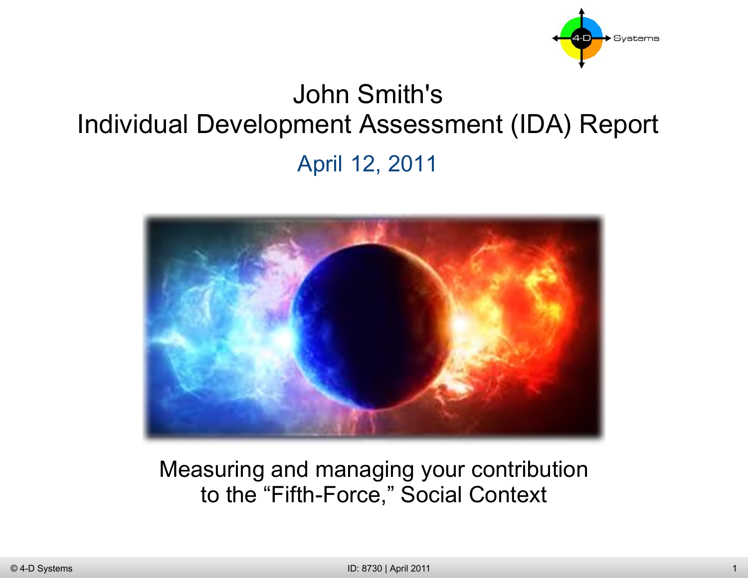# John Smith's Individual Development Assessment (IDA) Report

April 12, 2011

Measuring and managing your contribution to the "Fifth-Force," Social Context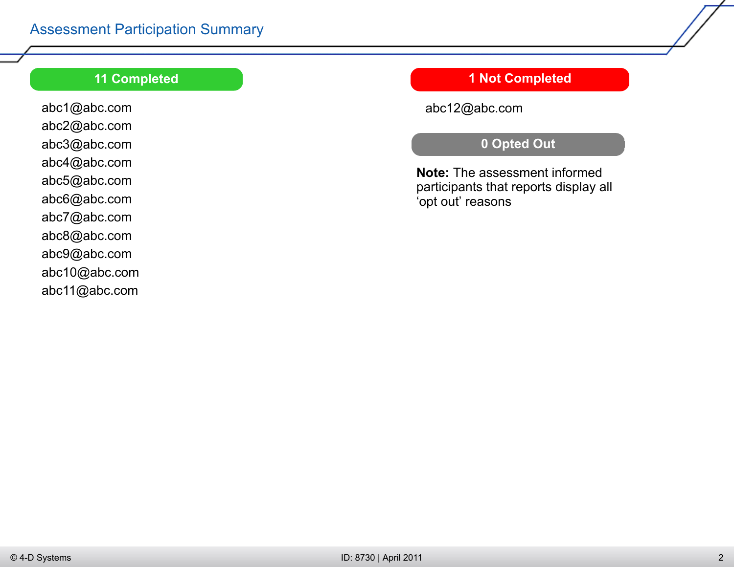# Assessment Participation Summary

## 11 Completed

abc1@abc.com
abc2@abc.com
abc3@abc.com
abc4@abc.com
abc5@abc.com
abc6@abc.com
abc7@abc.com
abc8@abc.com
abc9@abc.com
abc10@abc.com
abc11@abc.com

## 1 Not Completed

abc12@abc.com

## 0 Opted Out

**Note:** The assessment informed participants that reports display all ‘opt out’ reasons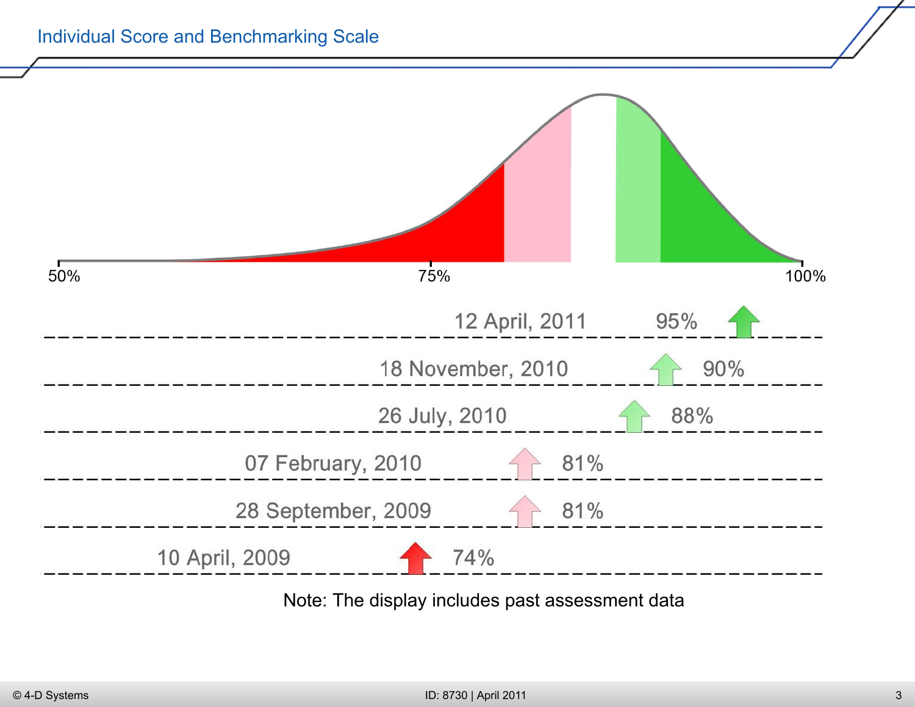## Individual Score and Benchmarking Scale

50% — 75% — 100%

| Date | Score |
| --- | --- |
| 12 April, 2011 | 95% |
| 18 November, 2010 | 90% |
| 26 July, 2010 | 88% |
| 07 February, 2010 | 81% |
| 28 September, 2009 | 81% |
| 10 April, 2009 | 74% |

Note: The display includes past assessment data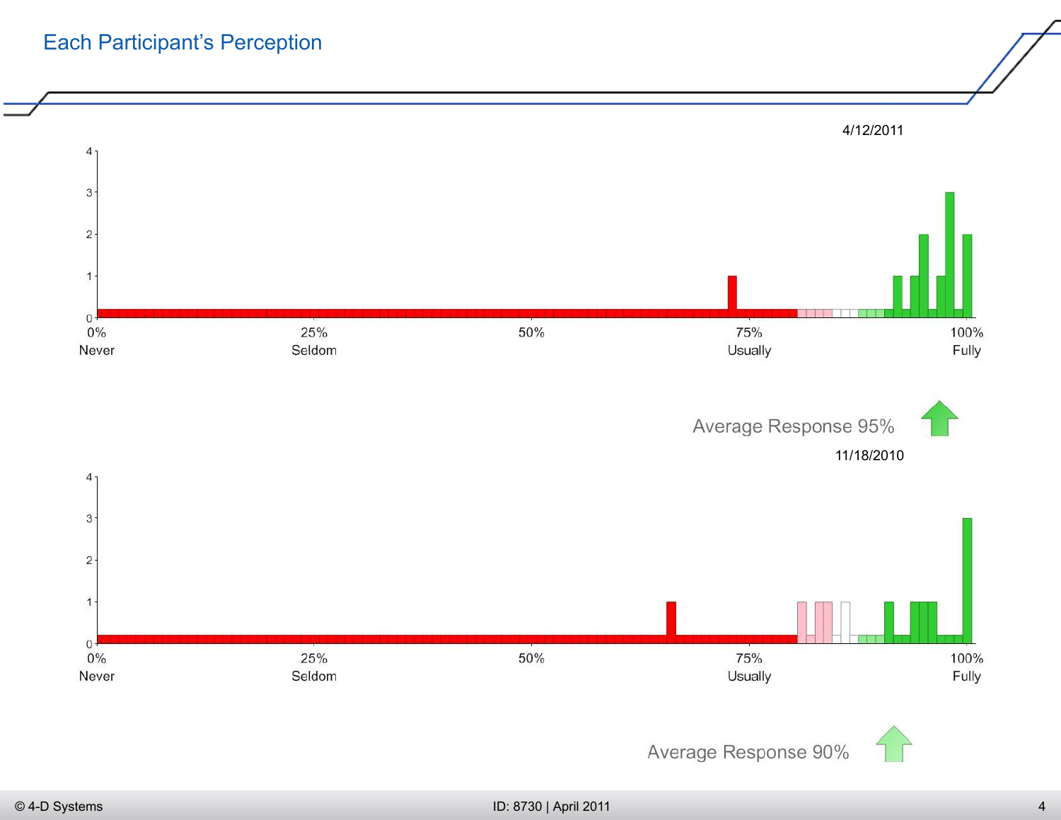# Each Participant's Perception

4/12/2011

4
3
2
1
0

0% Never | 25% Seldom | 50% | 75% Usually | 100% Fully

Average Response 95%

11/18/2010

4
3
2
1
0

0% Never | 25% Seldom | 50% | 75% Usually | 100% Fully

Average Response 90%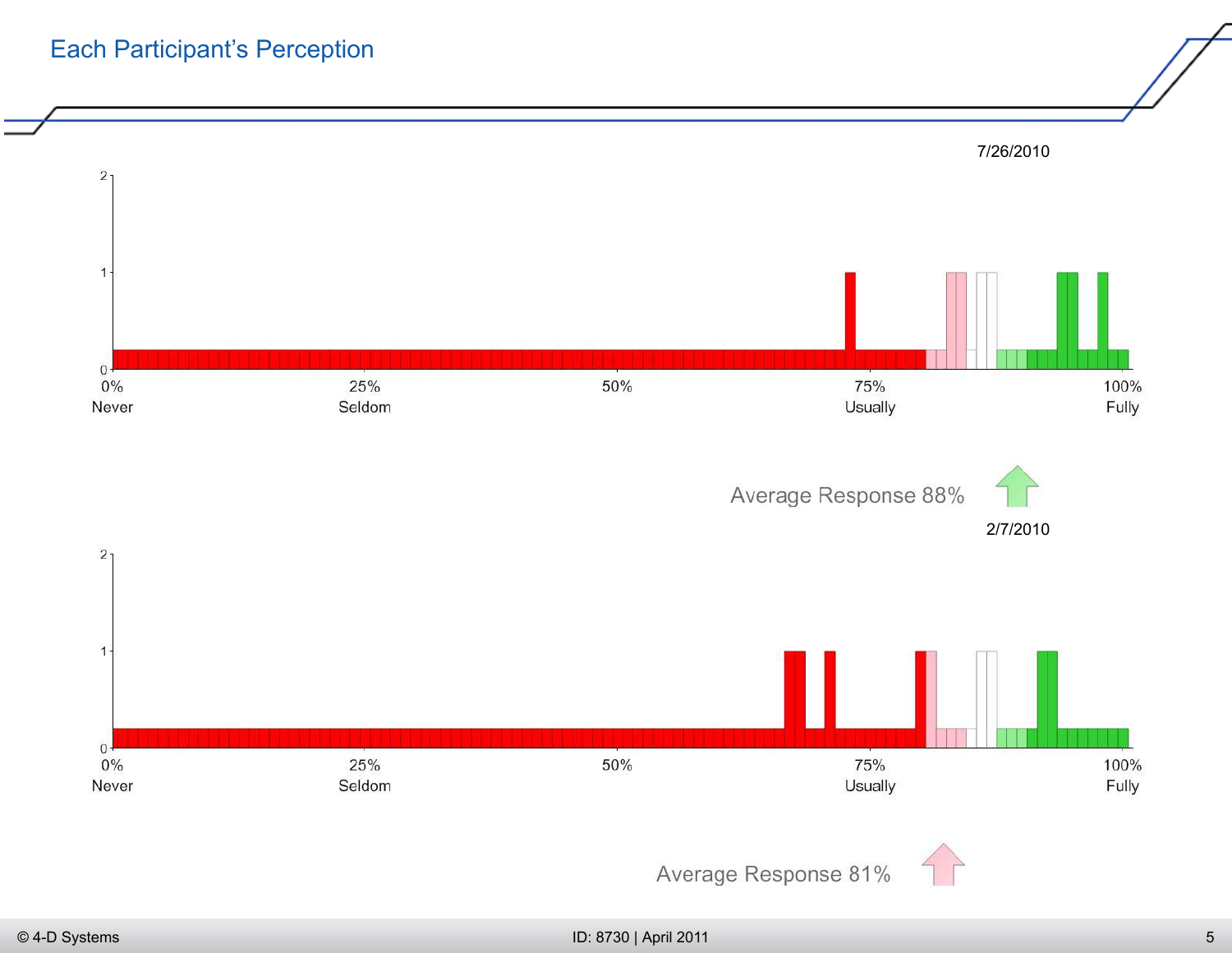# Each Participant's Perception

7/26/2010

0% Never | 25% Seldom | 50% | 75% Usually | 100% Fully

Average Response 88%

2/7/2010

0% Never | 25% Seldom | 50% | 75% Usually | 100% Fully

Average Response 81%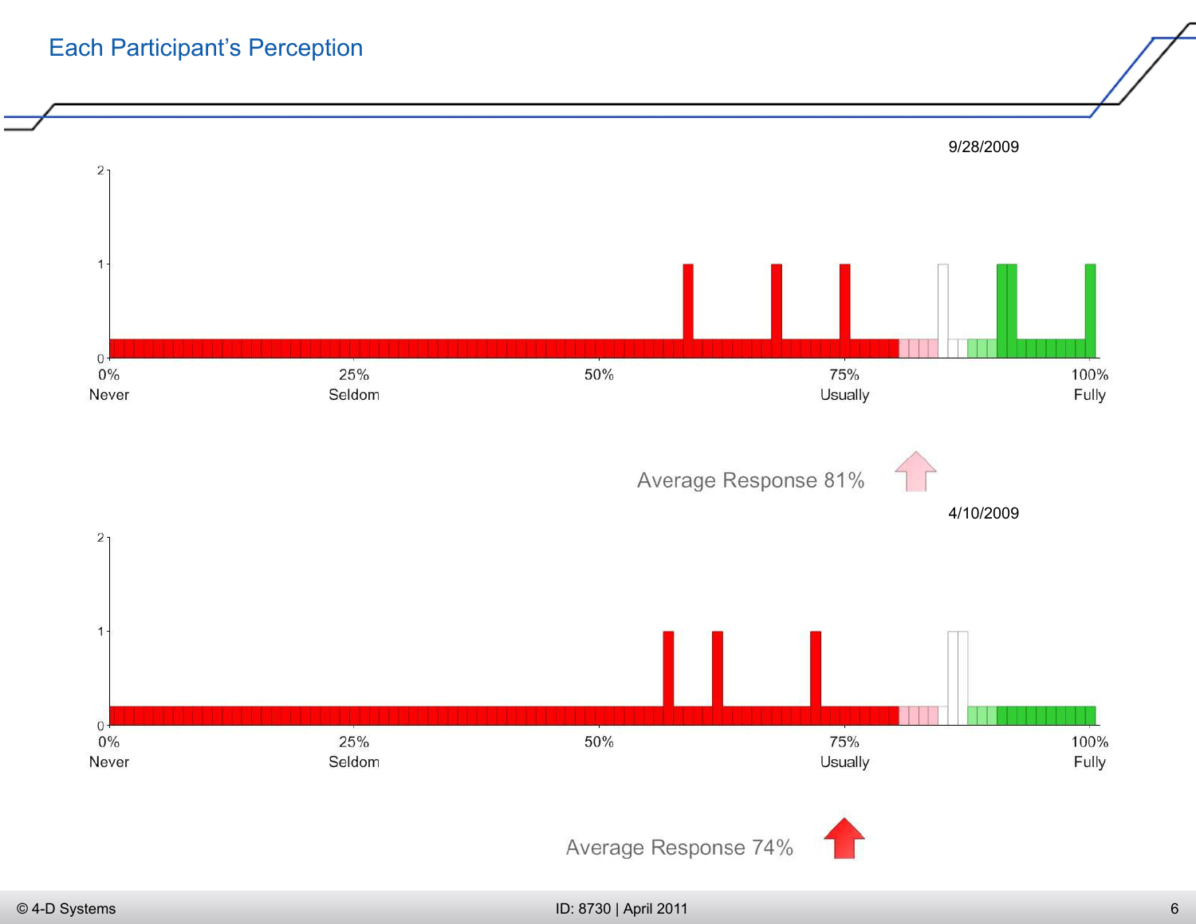# Each Participant's Perception

9/28/2009

0% Never · 25% Seldom · 50% · 75% Usually · 100% Fully

Average Response 81%

4/10/2009

0% Never · 25% Seldom · 50% · 75% Usually · 100% Fully

Average Response 74%

© 4-D Systems

ID: 8730 | April 2011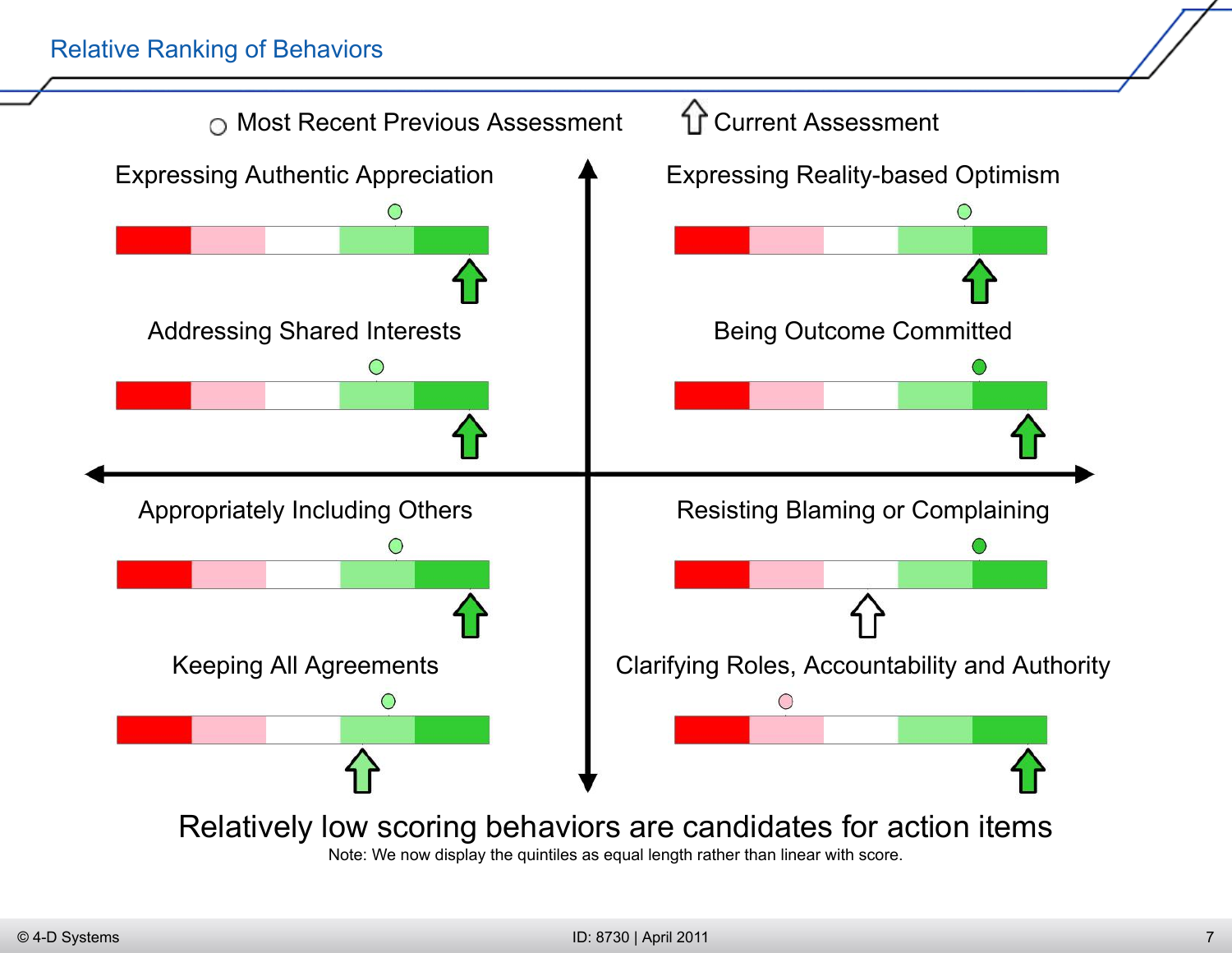# Relative Ranking of Behaviors

○ Most Recent Previous Assessment ⇧ Current Assessment

Expressing Authentic Appreciation

Expressing Reality-based Optimism

Addressing Shared Interests

Being Outcome Committed

Appropriately Including Others

Resisting Blaming or Complaining

Keeping All Agreements

Clarifying Roles, Accountability and Authority

Relatively low scoring behaviors are candidates for action items

Note: We now display the quintiles as equal length rather than linear with score.

ID: 8730 | April 2011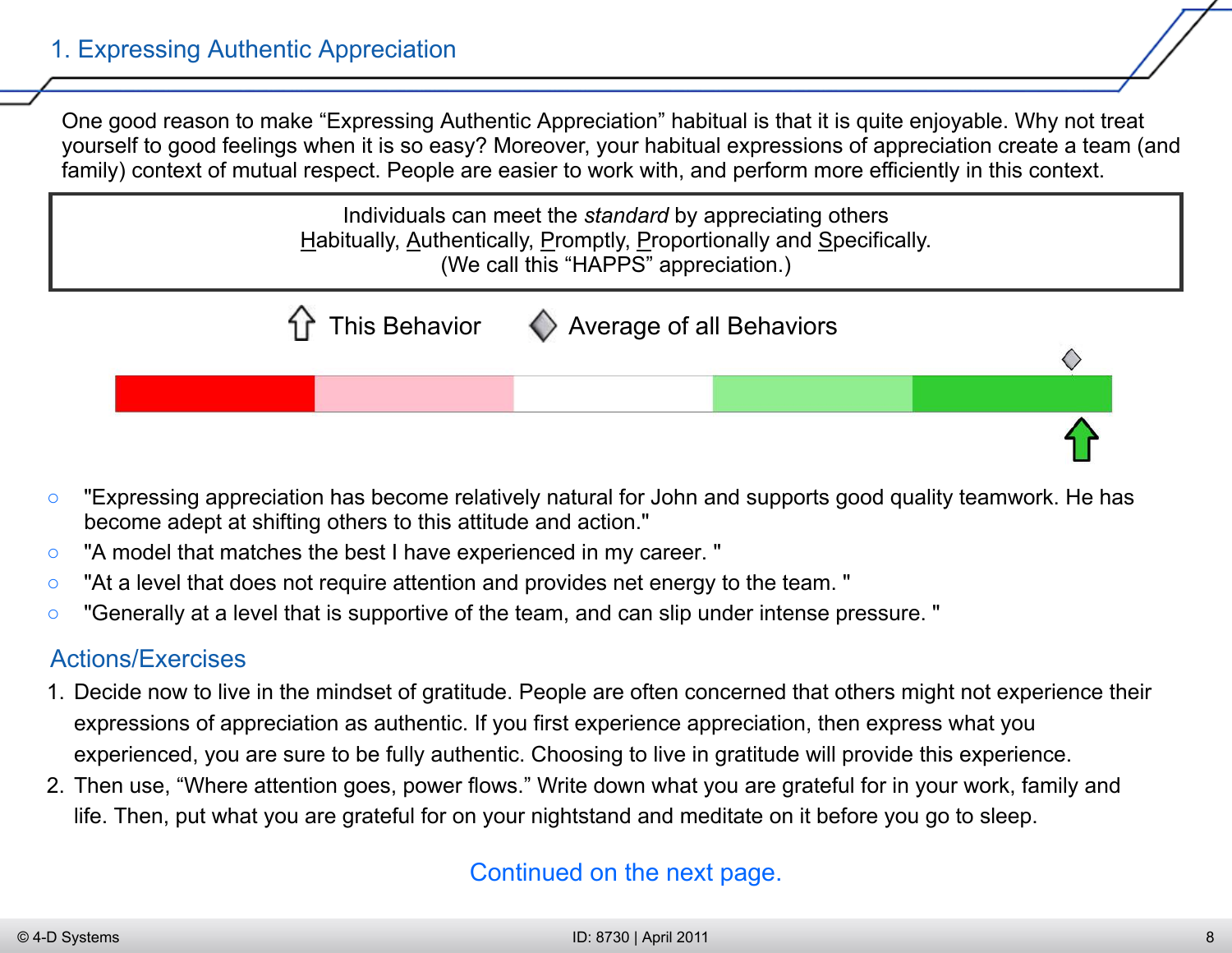## 1. Expressing Authentic Appreciation

One good reason to make "Expressing Authentic Appreciation" habitual is that it is quite enjoyable. Why not treat yourself to good feelings when it is so easy? Moreover, your habitual expressions of appreciation create a team (and family) context of mutual respect. People are easier to work with, and perform more efficiently in this context.

> Individuals can meet the *standard* by appreciating others
> Habitually, Authentically, Promptly, Proportionally and Specifically.
> (We call this "HAPPS" appreciation.)

This Behavior    Average of all Behaviors

- "Expressing appreciation has become relatively natural for John and supports good quality teamwork. He has become adept at shifting others to this attitude and action."
- "A model that matches the best I have experienced in my career. "
- "At a level that does not require attention and provides net energy to the team. "
- "Generally at a level that is supportive of the team, and can slip under intense pressure. "

### Actions/Exercises

1. Decide now to live in the mindset of gratitude. People are often concerned that others might not experience their expressions of appreciation as authentic. If you first experience appreciation, then express what you experienced, you are sure to be fully authentic. Choosing to live in gratitude will provide this experience.
2. Then use, "Where attention goes, power flows." Write down what you are grateful for in your work, family and life. Then, put what you are grateful for on your nightstand and meditate on it before you go to sleep.

Continued on the next page.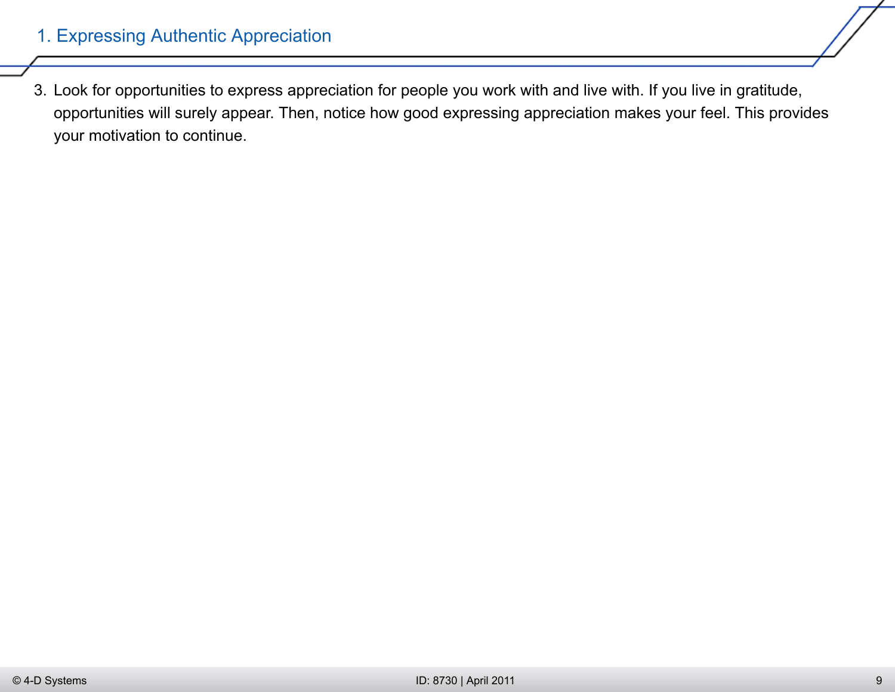## 1. Expressing Authentic Appreciation

3. Look for opportunities to express appreciation for people you work with and live with. If you live in gratitude, opportunities will surely appear. Then, notice how good expressing appreciation makes your feel. This provides your motivation to continue.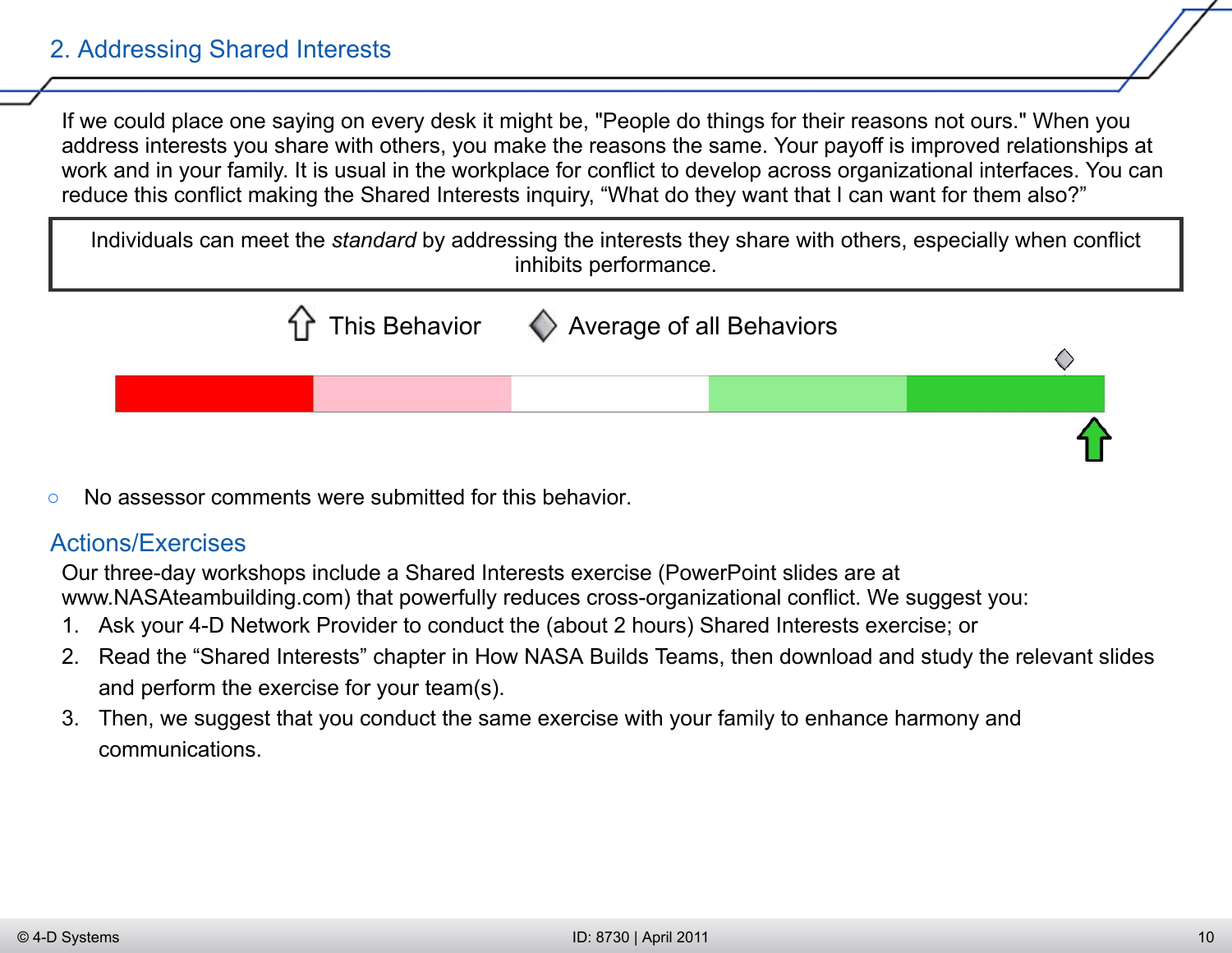## 2. Addressing Shared Interests

If we could place one saying on every desk it might be, "People do things for their reasons not ours." When you address interests you share with others, you make the reasons the same. Your payoff is improved relationships at work and in your family. It is usual in the workplace for conflict to develop across organizational interfaces. You can reduce this conflict making the Shared Interests inquiry, “What do they want that I can want for them also?”

> Individuals can meet the *standard* by addressing the interests they share with others, especially when conflict inhibits performance.

This Behavior    Average of all Behaviors

- No assessor comments were submitted for this behavior.

## Actions/Exercises

Our three-day workshops include a Shared Interests exercise (PowerPoint slides are at www.NASAteambuilding.com) that powerfully reduces cross-organizational conflict. We suggest you:

1. Ask your 4-D Network Provider to conduct the (about 2 hours) Shared Interests exercise; or
2. Read the “Shared Interests” chapter in How NASA Builds Teams, then download and study the relevant slides and perform the exercise for your team(s).
3. Then, we suggest that you conduct the same exercise with your family to enhance harmony and communications.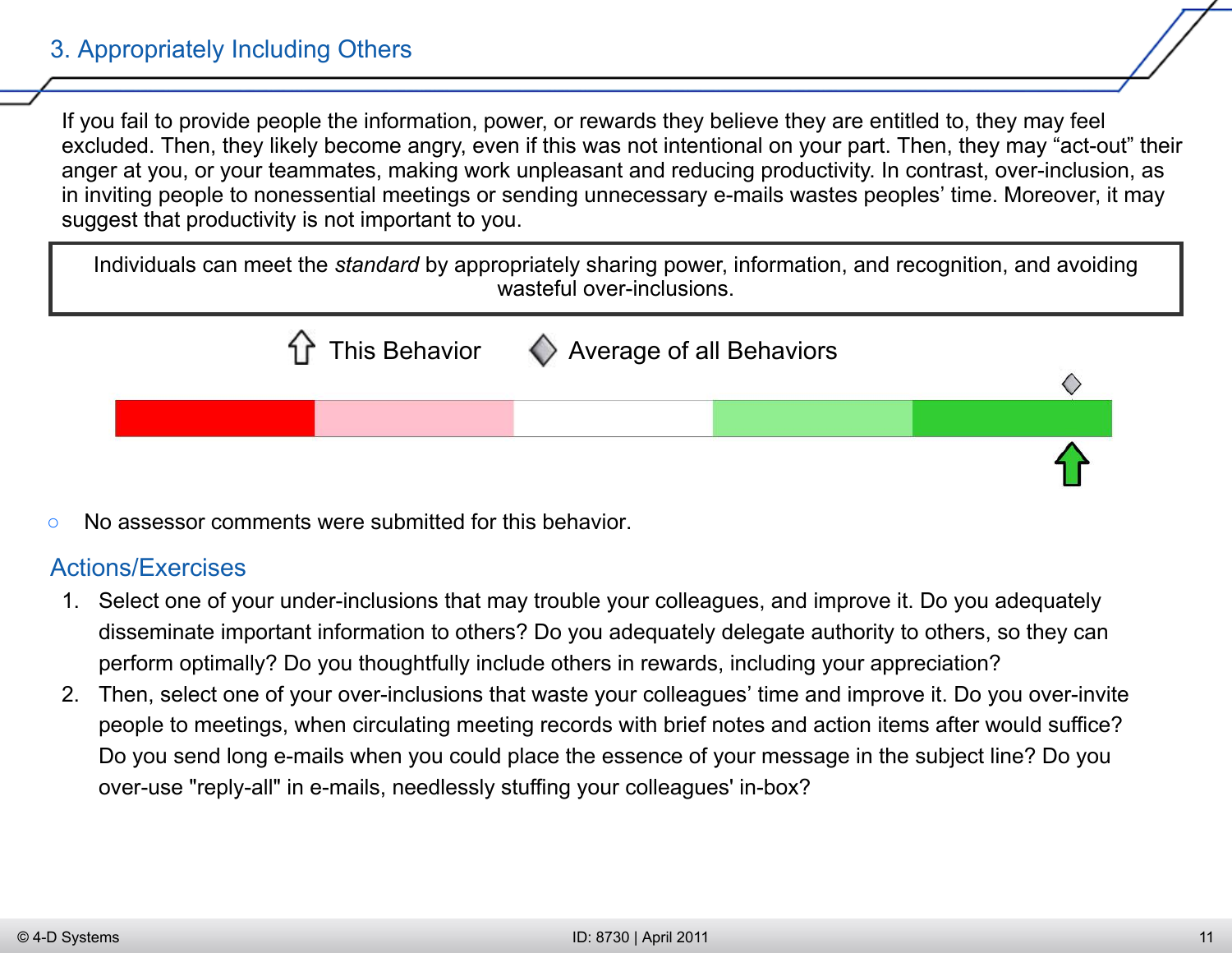## 3. Appropriately Including Others

If you fail to provide people the information, power, or rewards they believe they are entitled to, they may feel excluded. Then, they likely become angry, even if this was not intentional on your part. Then, they may “act-out” their anger at you, or your teammates, making work unpleasant and reducing productivity. In contrast, over-inclusion, as in inviting people to nonessential meetings or sending unnecessary e-mails wastes peoples’ time. Moreover, it may suggest that productivity is not important to you.

> Individuals can meet the *standard* by appropriately sharing power, information, and recognition, and avoiding wasteful over-inclusions.

This Behavior | Average of all Behaviors

- No assessor comments were submitted for this behavior.

### Actions/Exercises

1. Select one of your under-inclusions that may trouble your colleagues, and improve it. Do you adequately disseminate important information to others? Do you adequately delegate authority to others, so they can perform optimally? Do you thoughtfully include others in rewards, including your appreciation?
2. Then, select one of your over-inclusions that waste your colleagues’ time and improve it. Do you over-invite people to meetings, when circulating meeting records with brief notes and action items after would suffice? Do you send long e-mails when you could place the essence of your message in the subject line? Do you over-use "reply-all" in e-mails, needlessly stuffing your colleagues' in-box?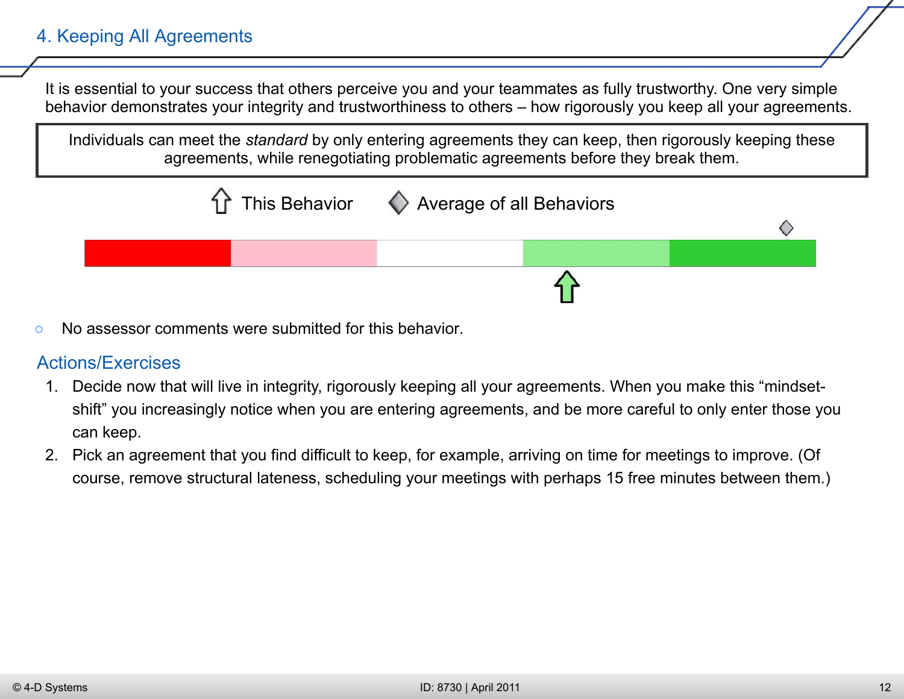## 4. Keeping All Agreements

It is essential to your success that others perceive you and your teammates as fully trustworthy. One very simple behavior demonstrates your integrity and trustworthiness to others – how rigorously you keep all your agreements.

> Individuals can meet the *standard* by only entering agreements they can keep, then rigorously keeping these agreements, while renegotiating problematic agreements before they break them.

This Behavior    Average of all Behaviors

- No assessor comments were submitted for this behavior.

### Actions/Exercises

1. Decide now that will live in integrity, rigorously keeping all your agreements. When you make this "mindset-shift" you increasingly notice when you are entering agreements, and be more careful to only enter those you can keep.
2. Pick an agreement that you find difficult to keep, for example, arriving on time for meetings to improve. (Of course, remove structural lateness, scheduling your meetings with perhaps 15 free minutes between them.)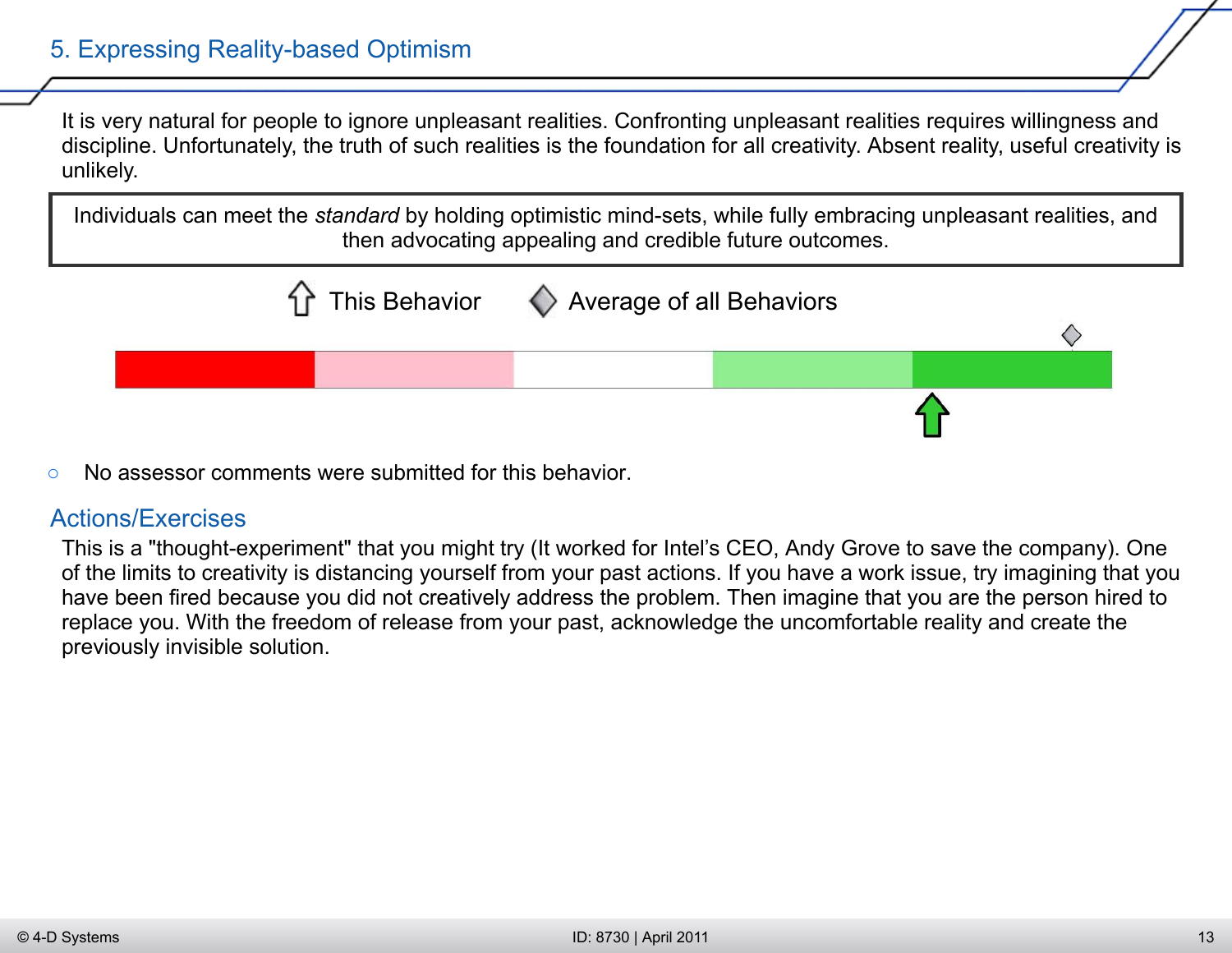## 5. Expressing Reality-based Optimism

It is very natural for people to ignore unpleasant realities. Confronting unpleasant realities requires willingness and discipline. Unfortunately, the truth of such realities is the foundation for all creativity. Absent reality, useful creativity is unlikely.

> Individuals can meet the *standard* by holding optimistic mind-sets, while fully embracing unpleasant realities, and then advocating appealing and credible future outcomes.

This Behavior    Average of all Behaviors

- No assessor comments were submitted for this behavior.

## Actions/Exercises

This is a "thought-experiment" that you might try (It worked for Intel's CEO, Andy Grove to save the company). One of the limits to creativity is distancing yourself from your past actions. If you have a work issue, try imagining that you have been fired because you did not creatively address the problem. Then imagine that you are the person hired to replace you. With the freedom of release from your past, acknowledge the uncomfortable reality and create the previously invisible solution.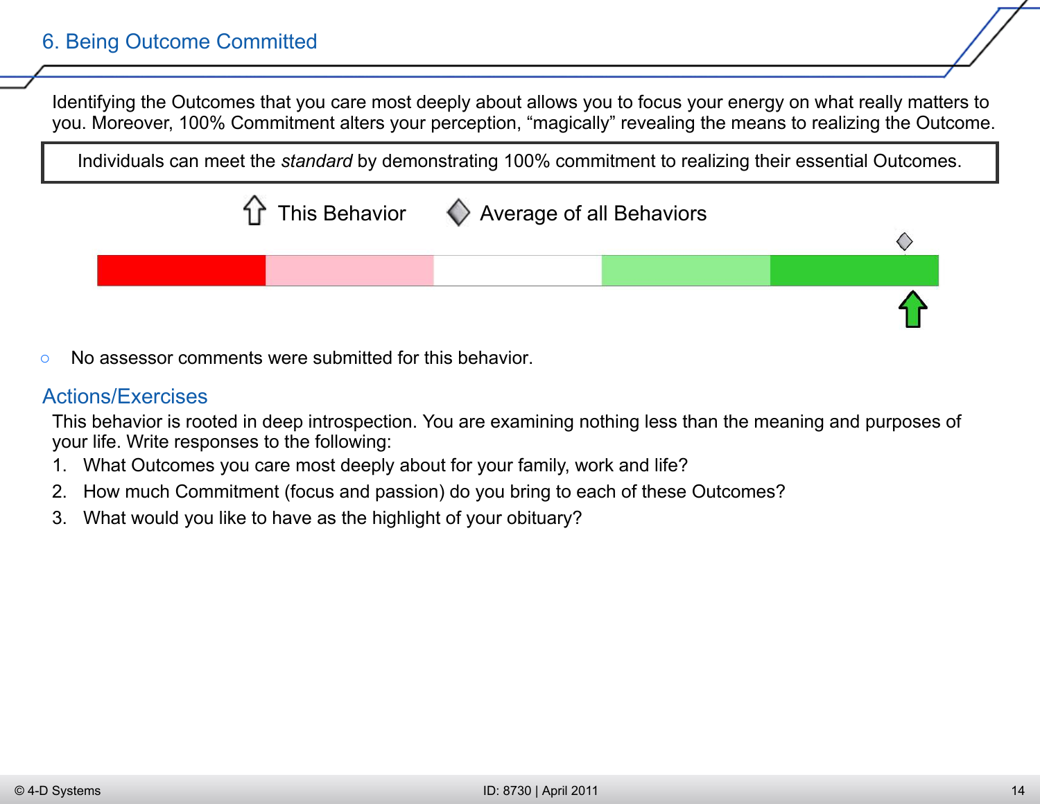## 6. Being Outcome Committed

Identifying the Outcomes that you care most deeply about allows you to focus your energy on what really matters to you. Moreover, 100% Commitment alters your perception, “magically” revealing the means to realizing the Outcome.

| Individuals can meet the *standard* by demonstrating 100% commitment to realizing their essential Outcomes. |
|---|

This Behavior    Average of all Behaviors

- No assessor comments were submitted for this behavior.

### Actions/Exercises

This behavior is rooted in deep introspection. You are examining nothing less than the meaning and purposes of your life. Write responses to the following:

1. What Outcomes you care most deeply about for your family, work and life?
2. How much Commitment (focus and passion) do you bring to each of these Outcomes?
3. What would you like to have as the highlight of your obituary?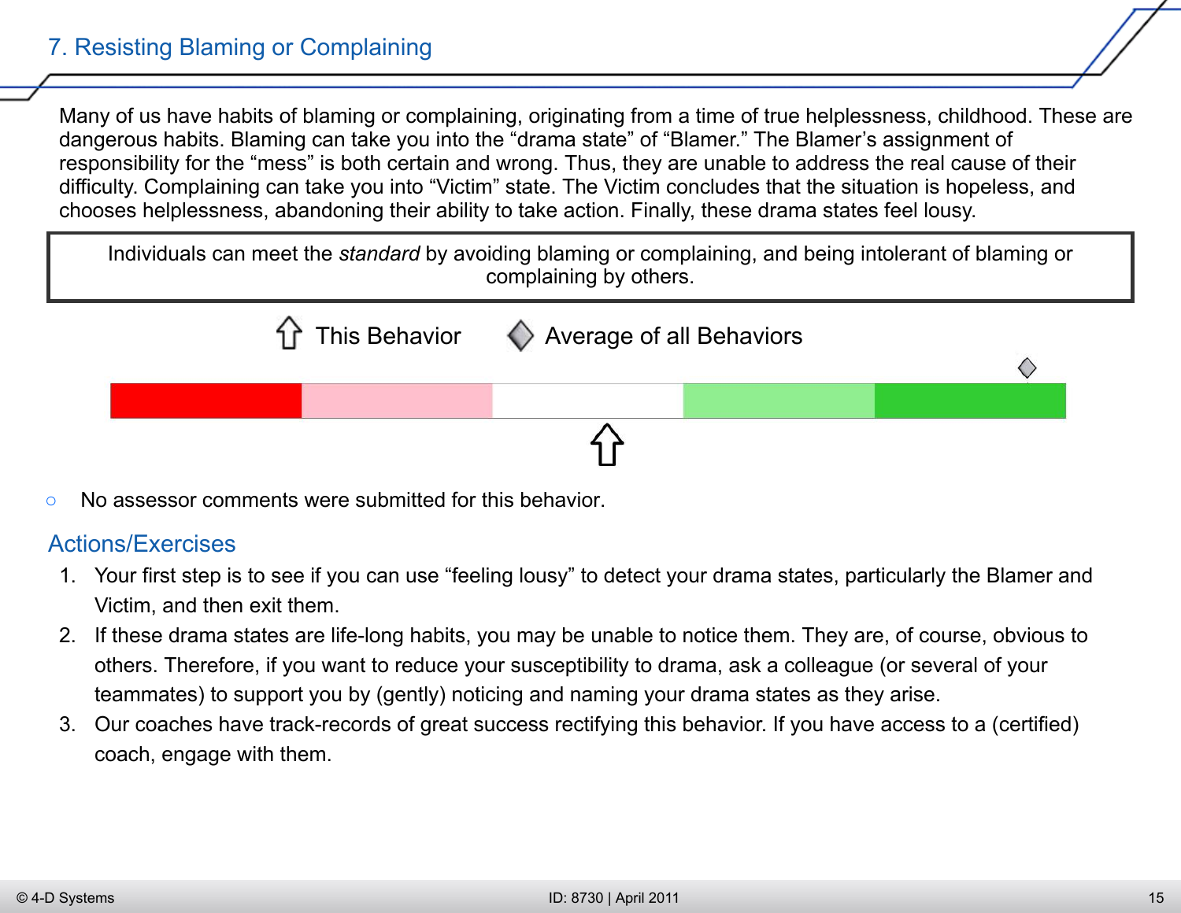## 7. Resisting Blaming or Complaining

Many of us have habits of blaming or complaining, originating from a time of true helplessness, childhood. These are dangerous habits. Blaming can take you into the “drama state” of “Blamer.” The Blamer’s assignment of responsibility for the “mess” is both certain and wrong. Thus, they are unable to address the real cause of their difficulty. Complaining can take you into “Victim” state. The Victim concludes that the situation is hopeless, and chooses helplessness, abandoning their ability to take action. Finally, these drama states feel lousy.

> Individuals can meet the *standard* by avoiding blaming or complaining, and being intolerant of blaming or complaining by others.

⇧ This Behavior ◇ Average of all Behaviors

- No assessor comments were submitted for this behavior.

### Actions/Exercises

1. Your first step is to see if you can use “feeling lousy” to detect your drama states, particularly the Blamer and Victim, and then exit them.
2. If these drama states are life-long habits, you may be unable to notice them. They are, of course, obvious to others. Therefore, if you want to reduce your susceptibility to drama, ask a colleague (or several of your teammates) to support you by (gently) noticing and naming your drama states as they arise.
3. Our coaches have track-records of great success rectifying this behavior. If you have access to a (certified) coach, engage with them.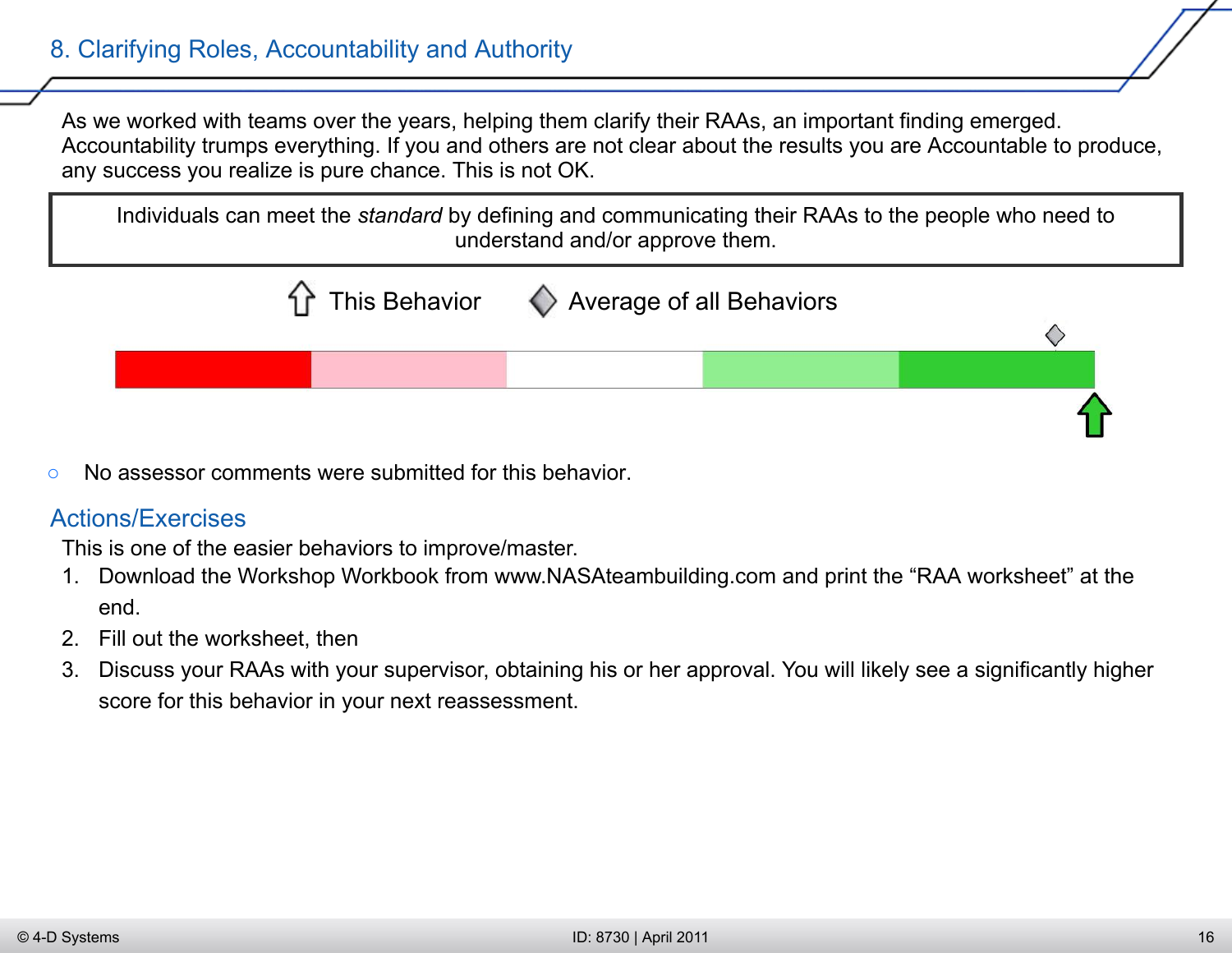## 8. Clarifying Roles, Accountability and Authority

As we worked with teams over the years, helping them clarify their RAAs, an important finding emerged. Accountability trumps everything. If you and others are not clear about the results you are Accountable to produce, any success you realize is pure chance. This is not OK.

| Individuals can meet the *standard* by defining and communicating their RAAs to the people who need to understand and/or approve them. |
|---|

This Behavior     Average of all Behaviors

- No assessor comments were submitted for this behavior.

### Actions/Exercises

This is one of the easier behaviors to improve/master.

1. Download the Workshop Workbook from www.NASAteambuilding.com and print the "RAA worksheet" at the end.
2. Fill out the worksheet, then
3. Discuss your RAAs with your supervisor, obtaining his or her approval. You will likely see a significantly higher score for this behavior in your next reassessment.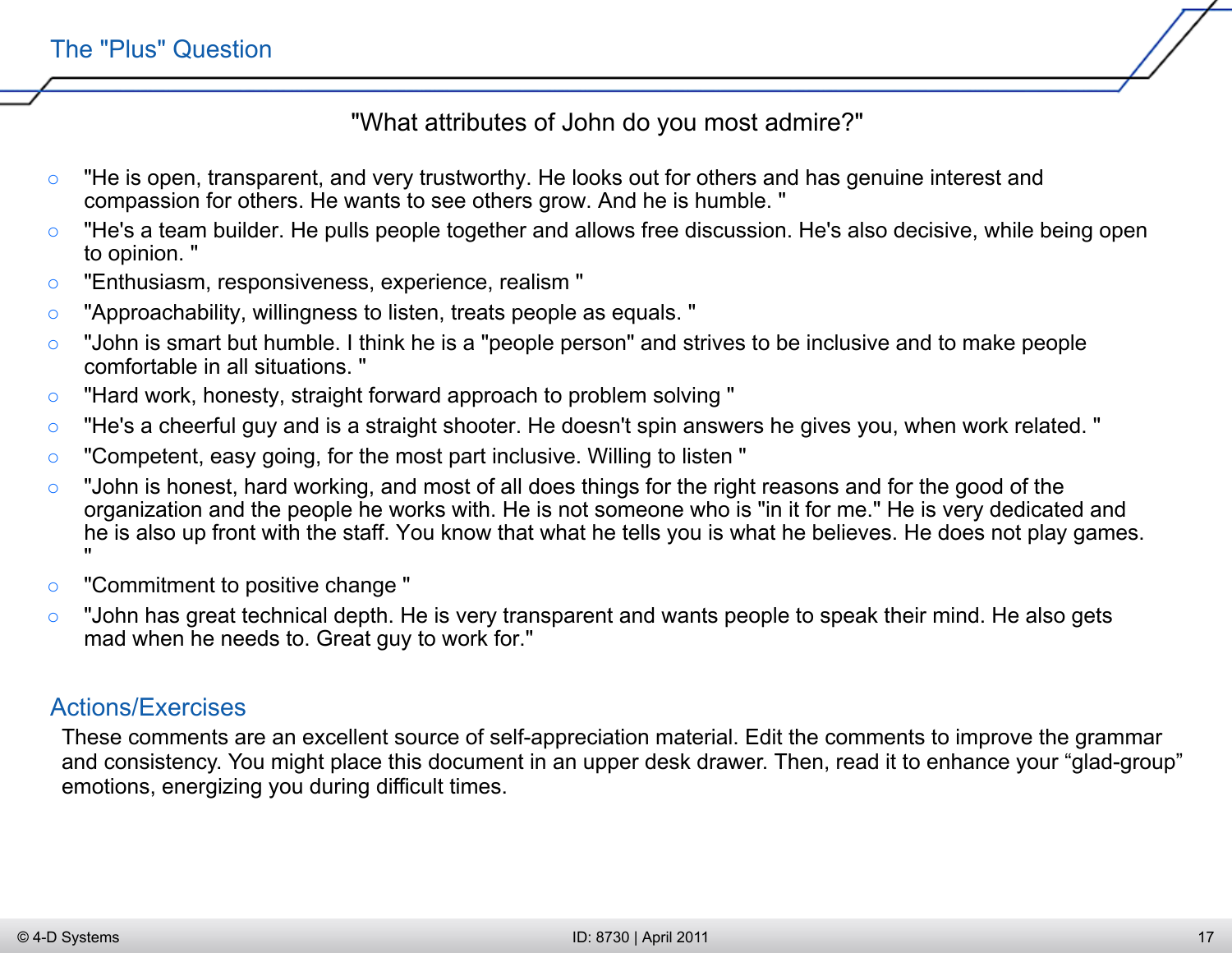## The "Plus" Question

"What attributes of John do you most admire?"

- "He is open, transparent, and very trustworthy. He looks out for others and has genuine interest and compassion for others. He wants to see others grow. And he is humble. "
- "He's a team builder. He pulls people together and allows free discussion. He's also decisive, while being open to opinion. "
- "Enthusiasm, responsiveness, experience, realism "
- "Approachability, willingness to listen, treats people as equals. "
- "John is smart but humble. I think he is a "people person" and strives to be inclusive and to make people comfortable in all situations. "
- "Hard work, honesty, straight forward approach to problem solving "
- "He's a cheerful guy and is a straight shooter. He doesn't spin answers he gives you, when work related. "
- "Competent, easy going, for the most part inclusive. Willing to listen "
- "John is honest, hard working, and most of all does things for the right reasons and for the good of the organization and the people he works with. He is not someone who is "in it for me." He is very dedicated and he is also up front with the staff. You know that what he tells you is what he believes. He does not play games. "
- "Commitment to positive change "
- "John has great technical depth. He is very transparent and wants people to speak their mind. He also gets mad when he needs to. Great guy to work for."

## Actions/Exercises

These comments are an excellent source of self-appreciation material. Edit the comments to improve the grammar and consistency. You might place this document in an upper desk drawer. Then, read it to enhance your “glad-group” emotions, energizing you during difficult times.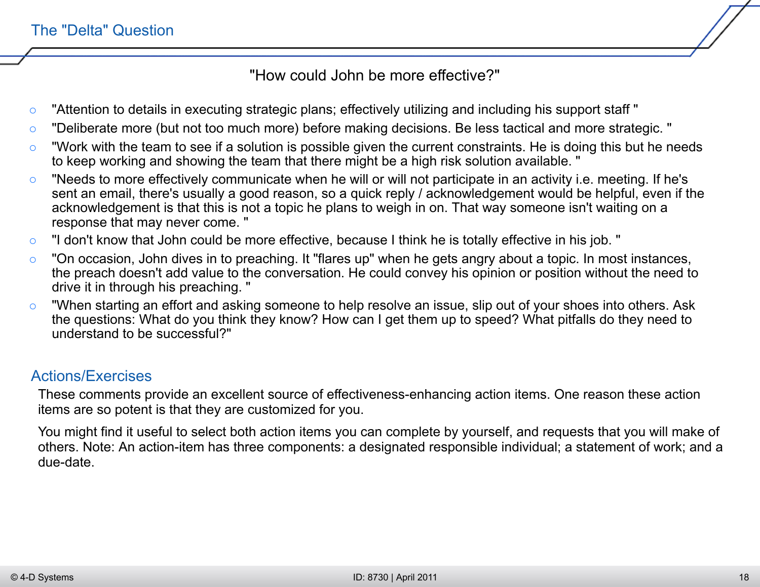## The "Delta" Question

"How could John be more effective?"

- "Attention to details in executing strategic plans; effectively utilizing and including his support staff "
- "Deliberate more (but not too much more) before making decisions. Be less tactical and more strategic. "
- "Work with the team to see if a solution is possible given the current constraints. He is doing this but he needs to keep working and showing the team that there might be a high risk solution available. "
- "Needs to more effectively communicate when he will or will not participate in an activity i.e. meeting. If he's sent an email, there's usually a good reason, so a quick reply / acknowledgement would be helpful, even if the acknowledgement is that this is not a topic he plans to weigh in on. That way someone isn't waiting on a response that may never come. "
- "I don't know that John could be more effective, because I think he is totally effective in his job. "
- "On occasion, John dives in to preaching. It "flares up" when he gets angry about a topic. In most instances, the preach doesn't add value to the conversation. He could convey his opinion or position without the need to drive it in through his preaching. "
- "When starting an effort and asking someone to help resolve an issue, slip out of your shoes into others. Ask the questions: What do you think they know? How can I get them up to speed? What pitfalls do they need to understand to be successful?"

## Actions/Exercises

These comments provide an excellent source of effectiveness-enhancing action items. One reason these action items are so potent is that they are customized for you.

You might find it useful to select both action items you can complete by yourself, and requests that you will make of others. Note: An action-item has three components: a designated responsible individual; a statement of work; and a due-date.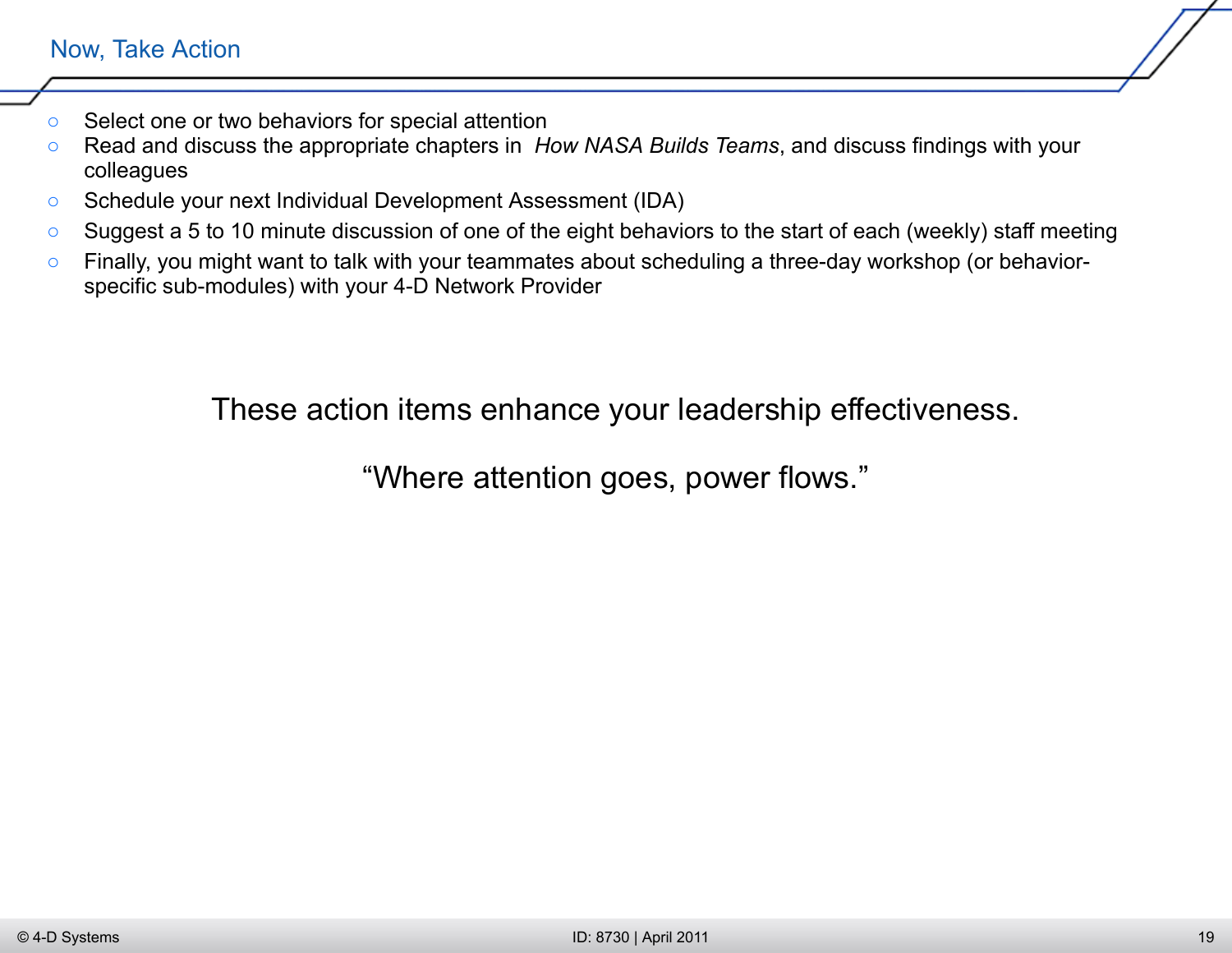## Now, Take Action

- Select one or two behaviors for special attention
- Read and discuss the appropriate chapters in *How NASA Builds Teams*, and discuss findings with your colleagues
- Schedule your next Individual Development Assessment (IDA)
- Suggest a 5 to 10 minute discussion of one of the eight behaviors to the start of each (weekly) staff meeting
- Finally, you might want to talk with your teammates about scheduling a three-day workshop (or behavior-specific sub-modules) with your 4-D Network Provider

These action items enhance your leadership effectiveness.

"Where attention goes, power flows."